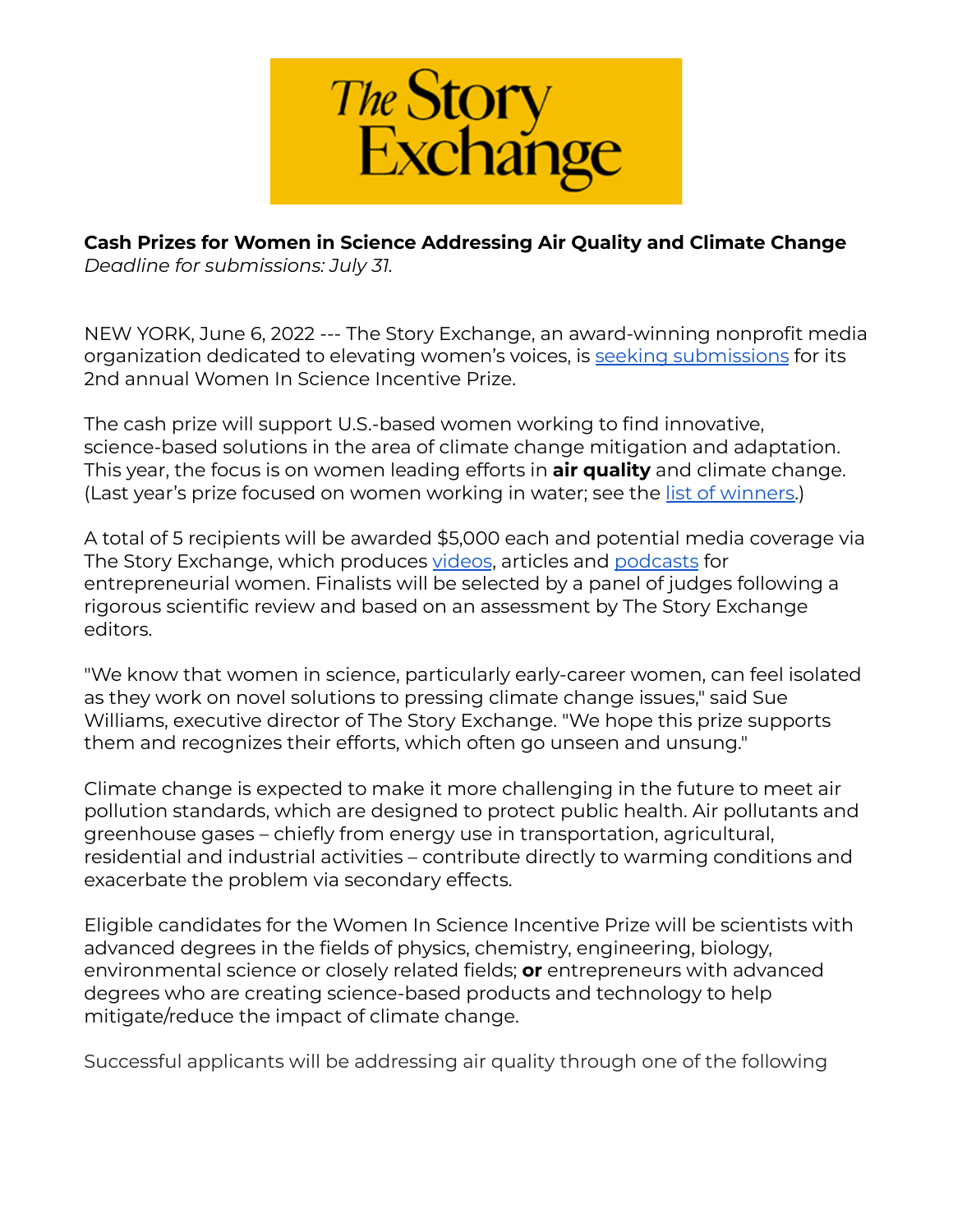**Cash Prizes for Women in Science Addressing Air Quality and Climate Change**
*Deadline for submissions: July 31.*

NEW YORK, June 6, 2022 --- The Story Exchange, an award-winning nonprofit media organization dedicated to elevating women's voices, is [seeking submissions]() for its 2nd annual Women In Science Incentive Prize.

The cash prize will support U.S.-based women working to find innovative, science-based solutions in the area of climate change mitigation and adaptation. This year, the focus is on women leading efforts in **air quality** and climate change. (Last year's prize focused on women working in water; see the [list of winners]().)

A total of 5 recipients will be awarded $5,000 each and potential media coverage via The Story Exchange, which produces [videos](), articles and [podcasts]() for entrepreneurial women. Finalists will be selected by a panel of judges following a rigorous scientific review and based on an assessment by The Story Exchange editors.

"We know that women in science, particularly early-career women, can feel isolated as they work on novel solutions to pressing climate change issues," said Sue Williams, executive director of The Story Exchange. "We hope this prize supports them and recognizes their efforts, which often go unseen and unsung."

Climate change is expected to make it more challenging in the future to meet air pollution standards, which are designed to protect public health. Air pollutants and greenhouse gases – chiefly from energy use in transportation, agricultural, residential and industrial activities – contribute directly to warming conditions and exacerbate the problem via secondary effects.

Eligible candidates for the Women In Science Incentive Prize will be scientists with advanced degrees in the fields of physics, chemistry, engineering, biology, environmental science or closely related fields; **or** entrepreneurs with advanced degrees who are creating science-based products and technology to help mitigate/reduce the impact of climate change.

Successful applicants will be addressing air quality through one of the following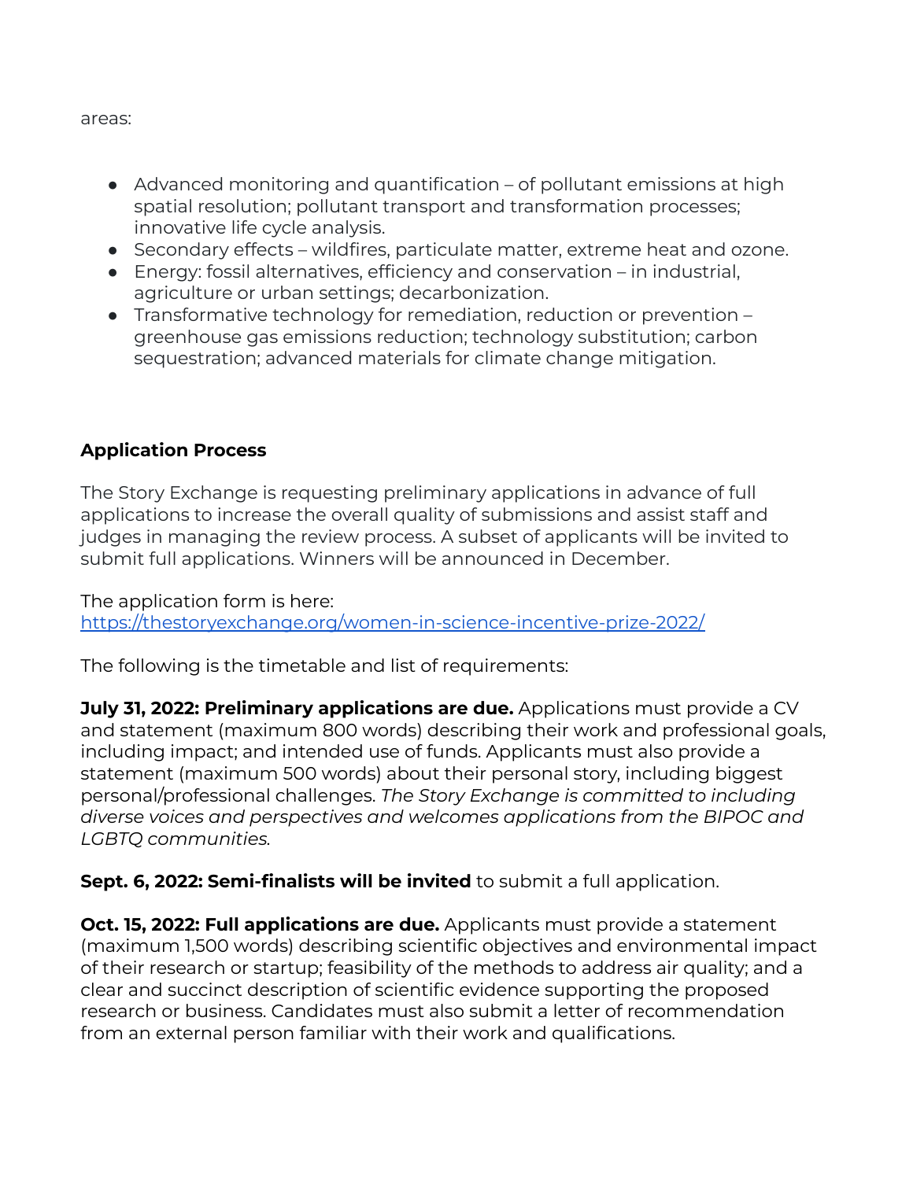areas:

- Advanced monitoring and quantification – of pollutant emissions at high spatial resolution; pollutant transport and transformation processes; innovative life cycle analysis.
- Secondary effects – wildfires, particulate matter, extreme heat and ozone.
- Energy: fossil alternatives, efficiency and conservation – in industrial, agriculture or urban settings; decarbonization.
- Transformative technology for remediation, reduction or prevention – greenhouse gas emissions reduction; technology substitution; carbon sequestration; advanced materials for climate change mitigation.

**Application Process**

The Story Exchange is requesting preliminary applications in advance of full applications to increase the overall quality of submissions and assist staff and judges in managing the review process. A subset of applicants will be invited to submit full applications. Winners will be announced in December.

The application form is here:
[https://thestoryexchange.org/women-in-science-incentive-prize-2022/](https://thestoryexchange.org/women-in-science-incentive-prize-2022/)

The following is the timetable and list of requirements:

**July 31, 2022: Preliminary applications are due.** Applications must provide a CV and statement (maximum 800 words) describing their work and professional goals, including impact; and intended use of funds. Applicants must also provide a statement (maximum 500 words) about their personal story, including biggest personal/professional challenges. *The Story Exchange is committed to including diverse voices and perspectives and welcomes applications from the BIPOC and LGBTQ communities.*

**Sept. 6, 2022: Semi-finalists will be invited** to submit a full application.

**Oct. 15, 2022: Full applications are due.** Applicants must provide a statement (maximum 1,500 words) describing scientific objectives and environmental impact of their research or startup; feasibility of the methods to address air quality; and a clear and succinct description of scientific evidence supporting the proposed research or business. Candidates must also submit a letter of recommendation from an external person familiar with their work and qualifications.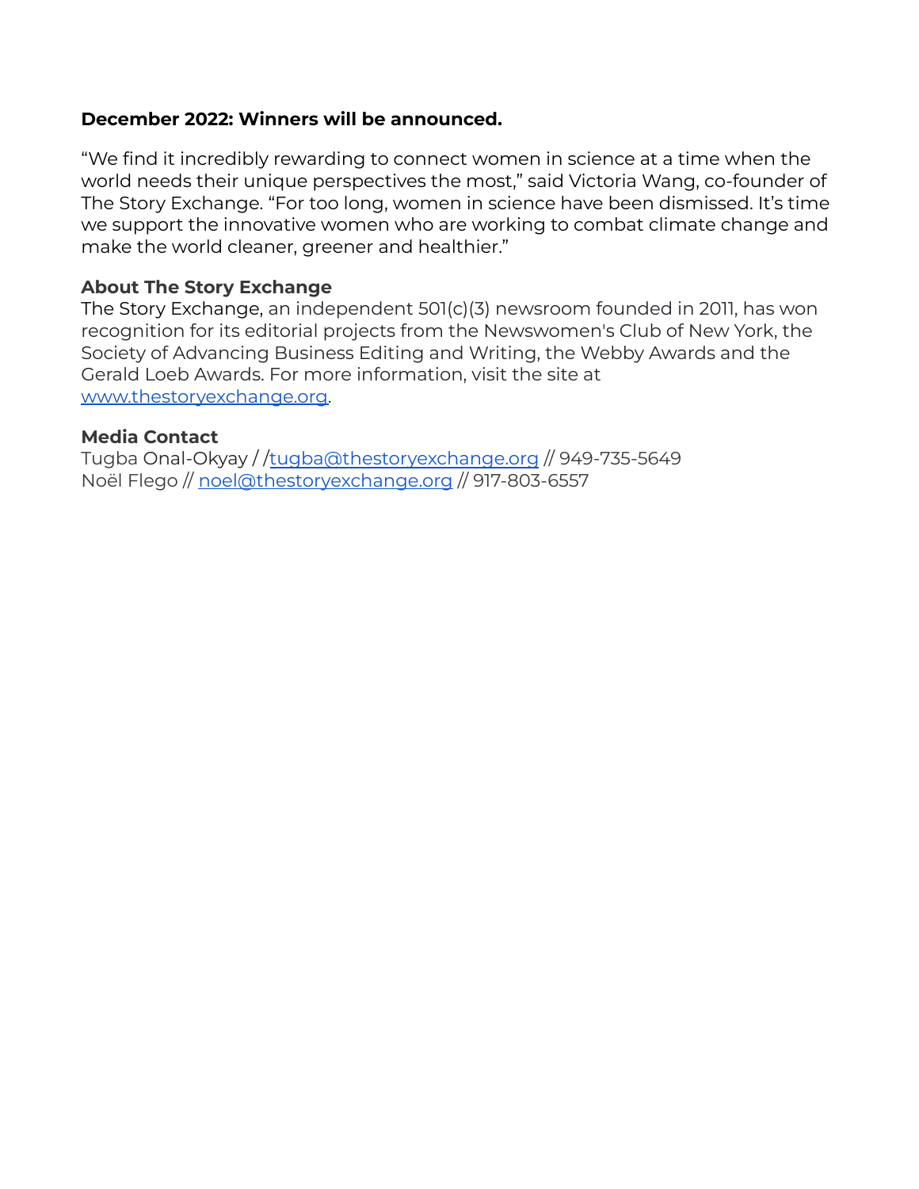**December 2022: Winners will be announced.**

"We find it incredibly rewarding to connect women in science at a time when the world needs their unique perspectives the most," said Victoria Wang, co-founder of The Story Exchange. "For too long, women in science have been dismissed. It's time we support the innovative women who are working to combat climate change and make the world cleaner, greener and healthier."

**About The Story Exchange**

The Story Exchange, an independent 501(c)(3) newsroom founded in 2011, has won recognition for its editorial projects from the Newswomen's Club of New York, the Society of Advancing Business Editing and Writing, the Webby Awards and the Gerald Loeb Awards. For more information, visit the site at [www.thestoryexchange.org](http://www.thestoryexchange.org).

**Media Contact**

Tugba Onal-Okyay / /[tugba@thestoryexchange.org](mailto:tugba@thestoryexchange.org) // 949-735-5649
Noël Flego // [noel@thestoryexchange.org](mailto:noel@thestoryexchange.org) // 917-803-6557